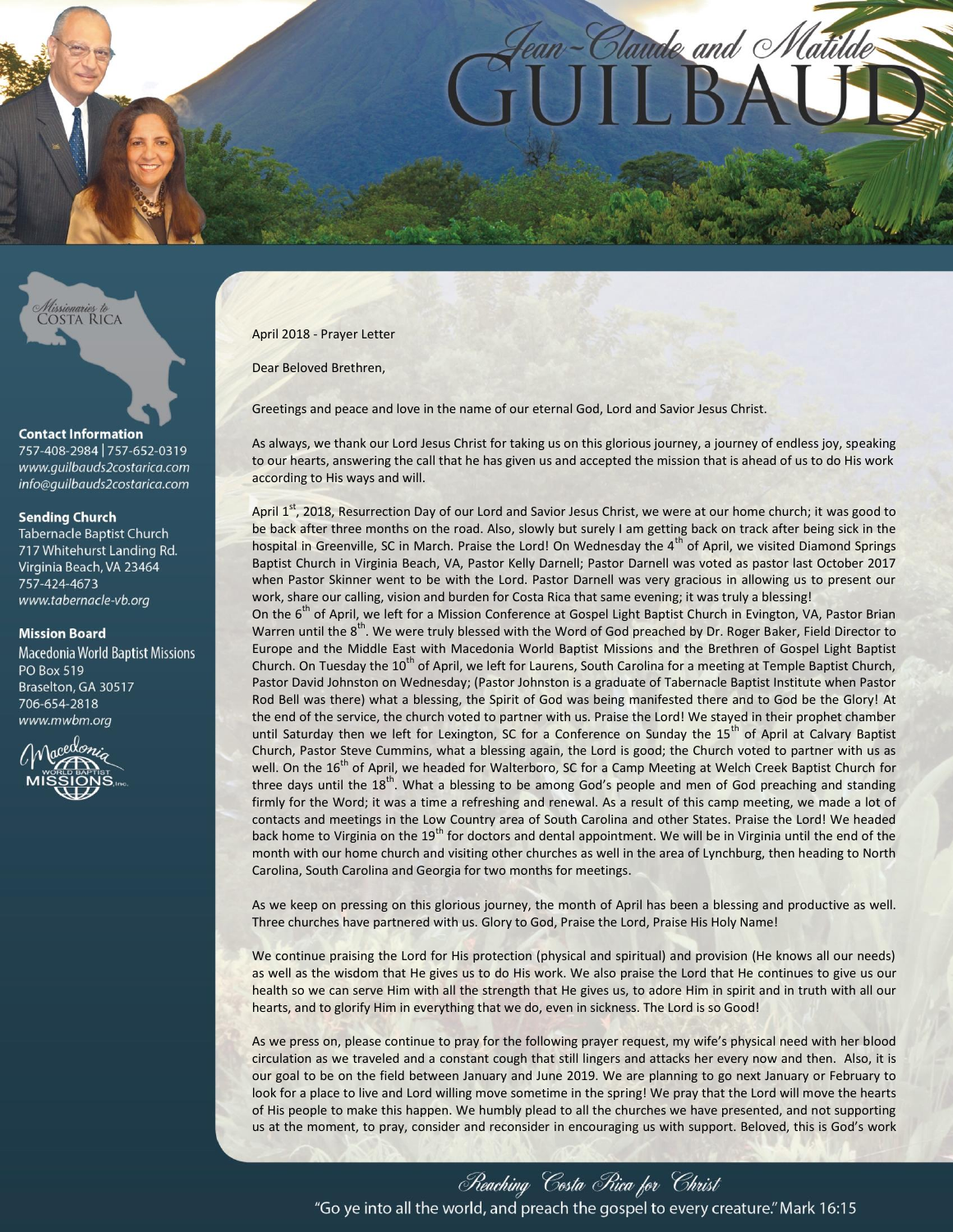# Jean-Claude and Matilde GUILBAUD

*Missionaries to* COSTA RICA

**Contact Information**
757-408-2984 | 757-652-0319
*www.guilbauds2costarica.com*
*info@guilbauds2costarica.com*

**Sending Church**
Tabernacle Baptist Church
717 Whitehurst Landing Rd.
Virginia Beach, VA 23464
757-424-4673
*www.tabernacle-vb.org*

**Mission Board**
Macedonia World Baptist Missions
PO Box 519
Braselton, GA 30517
706-654-2818
*www.mwbm.org*

April 2018 - Prayer Letter

Dear Beloved Brethren,

Greetings and peace and love in the name of our eternal God, Lord and Savior Jesus Christ.

As always, we thank our Lord Jesus Christ for taking us on this glorious journey, a journey of endless joy, speaking to our hearts, answering the call that he has given us and accepted the mission that is ahead of us to do His work according to His ways and will.

April 1st, 2018, Resurrection Day of our Lord and Savior Jesus Christ, we were at our home church; it was good to be back after three months on the road. Also, slowly but surely I am getting back on track after being sick in the hospital in Greenville, SC in March. Praise the Lord! On Wednesday the 4th of April, we visited Diamond Springs Baptist Church in Virginia Beach, VA, Pastor Kelly Darnell; Pastor Darnell was voted as pastor last October 2017 when Pastor Skinner went to be with the Lord. Pastor Darnell was very gracious in allowing us to present our work, share our calling, vision and burden for Costa Rica that same evening; it was truly a blessing!
On the 6th of April, we left for a Mission Conference at Gospel Light Baptist Church in Evington, VA, Pastor Brian Warren until the 8th. We were truly blessed with the Word of God preached by Dr. Roger Baker, Field Director to Europe and the Middle East with Macedonia World Baptist Missions and the Brethren of Gospel Light Baptist Church. On Tuesday the 10th of April, we left for Laurens, South Carolina for a meeting at Temple Baptist Church, Pastor David Johnston on Wednesday; (Pastor Johnston is a graduate of Tabernacle Baptist Institute when Pastor Rod Bell was there) what a blessing, the Spirit of God was being manifested there and to God be the Glory! At the end of the service, the church voted to partner with us. Praise the Lord! We stayed in their prophet chamber until Saturday then we left for Lexington, SC for a Conference on Sunday the 15th of April at Calvary Baptist Church, Pastor Steve Cummins, what a blessing again, the Lord is good; the Church voted to partner with us as well. On the 16th of April, we headed for Walterboro, SC for a Camp Meeting at Welch Creek Baptist Church for three days until the 18th. What a blessing to be among God's people and men of God preaching and standing firmly for the Word; it was a time a refreshing and renewal. As a result of this camp meeting, we made a lot of contacts and meetings in the Low Country area of South Carolina and other States. Praise the Lord! We headed back home to Virginia on the 19th for doctors and dental appointment. We will be in Virginia until the end of the month with our home church and visiting other churches as well in the area of Lynchburg, then heading to North Carolina, South Carolina and Georgia for two months for meetings.

As we keep on pressing on this glorious journey, the month of April has been a blessing and productive as well. Three churches have partnered with us. Glory to God, Praise the Lord, Praise His Holy Name!

We continue praising the Lord for His protection (physical and spiritual) and provision (He knows all our needs) as well as the wisdom that He gives us to do His work. We also praise the Lord that He continues to give us our health so we can serve Him with all the strength that He gives us, to adore Him in spirit and in truth with all our hearts, and to glorify Him in everything that we do, even in sickness. The Lord is so Good!

As we press on, please continue to pray for the following prayer request, my wife's physical need with her blood circulation as we traveled and a constant cough that still lingers and attacks her every now and then. Also, it is our goal to be on the field between January and June 2019. We are planning to go next January or February to look for a place to live and Lord willing move sometime in the spring! We pray that the Lord will move the hearts of His people to make this happen. We humbly plead to all the churches we have presented, and not supporting us at the moment, to pray, consider and reconsider in encouraging us with support. Beloved, this is God's work

*Reaching Costa Rica for Christ*

"Go ye into all the world, and preach the gospel to every creature." Mark 16:15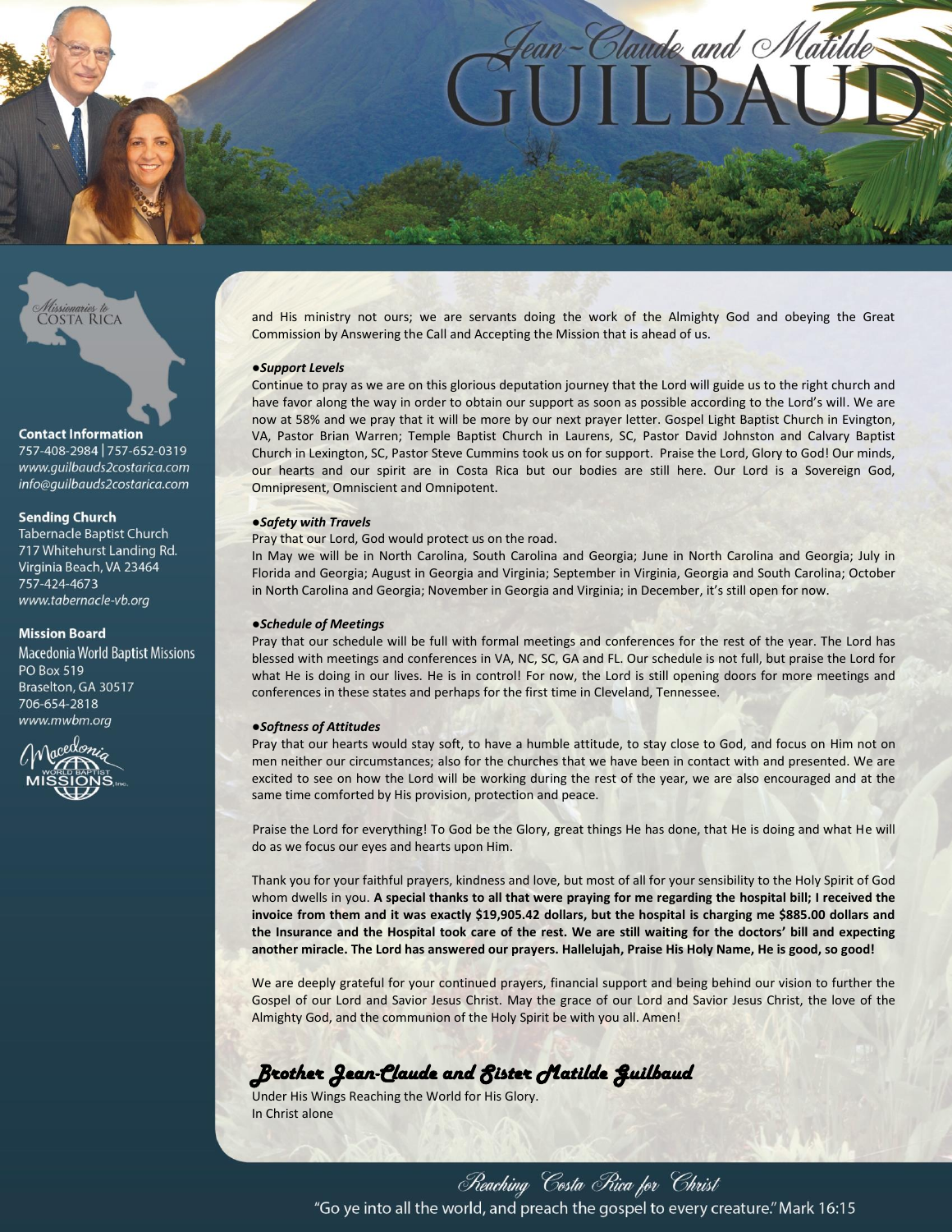# Jean-Claude and Matilde GUILBAUD

Missionaries to COSTA RICA

**Contact Information**
757-408-2984 | 757-652-0319
*www.guilbauds2costarica.com*
*info@guilbauds2costarica.com*

**Sending Church**
Tabernacle Baptist Church
717 Whitehurst Landing Rd.
Virginia Beach, VA 23464
757-424-4673
*www.tabernacle-vb.org*

**Mission Board**
Macedonia World Baptist Missions
PO Box 519
Braselton, GA 30517
706-654-2818
*www.mwbm.org*

and His ministry not ours; we are servants doing the work of the Almighty God and obeying the Great Commission by Answering the Call and Accepting the Mission that is ahead of us.

***●Support Levels***

Continue to pray as we are on this glorious deputation journey that the Lord will guide us to the right church and have favor along the way in order to obtain our support as soon as possible according to the Lord's will. We are now at 58% and we pray that it will be more by our next prayer letter. Gospel Light Baptist Church in Evington, VA, Pastor Brian Warren; Temple Baptist Church in Laurens, SC, Pastor David Johnston and Calvary Baptist Church in Lexington, SC, Pastor Steve Cummins took us on for support. Praise the Lord, Glory to God! Our minds, our hearts and our spirit are in Costa Rica but our bodies are still here. Our Lord is a Sovereign God, Omnipresent, Omniscient and Omnipotent.

***●Safety with Travels***

Pray that our Lord, God would protect us on the road.
In May we will be in North Carolina, South Carolina and Georgia; June in North Carolina and Georgia; July in Florida and Georgia; August in Georgia and Virginia; September in Virginia, Georgia and South Carolina; October in North Carolina and Georgia; November in Georgia and Virginia; in December, it's still open for now.

***●Schedule of Meetings***

Pray that our schedule will be full with formal meetings and conferences for the rest of the year. The Lord has blessed with meetings and conferences in VA, NC, SC, GA and FL. Our schedule is not full, but praise the Lord for what He is doing in our lives. He is in control! For now, the Lord is still opening doors for more meetings and conferences in these states and perhaps for the first time in Cleveland, Tennessee.

***●Softness of Attitudes***

Pray that our hearts would stay soft, to have a humble attitude, to stay close to God, and focus on Him not on men neither our circumstances; also for the churches that we have been in contact with and presented. We are excited to see on how the Lord will be working during the rest of the year, we are also encouraged and at the same time comforted by His provision, protection and peace.

Praise the Lord for everything! To God be the Glory, great things He has done, that He is doing and what He will do as we focus our eyes and hearts upon Him.

Thank you for your faithful prayers, kindness and love, but most of all for your sensibility to the Holy Spirit of God whom dwells in you. **A special thanks to all that were praying for me regarding the hospital bill; I received the invoice from them and it was exactly $19,905.42 dollars, but the hospital is charging me $885.00 dollars and the Insurance and the Hospital took care of the rest. We are still waiting for the doctors' bill and expecting another miracle. The Lord has answered our prayers. Hallelujah, Praise His Holy Name, He is good, so good!**

We are deeply grateful for your continued prayers, financial support and being behind our vision to further the Gospel of our Lord and Savior Jesus Christ. May the grace of our Lord and Savior Jesus Christ, the love of the Almighty God, and the communion of the Holy Spirit be with you all. Amen!

***Brother Jean-Claude and Sister Matilde Guilbaud***
Under His Wings Reaching the World for His Glory.
In Christ alone

*Reaching Costa Rica for Christ*
"Go ye into all the world, and preach the gospel to every creature." Mark 16:15